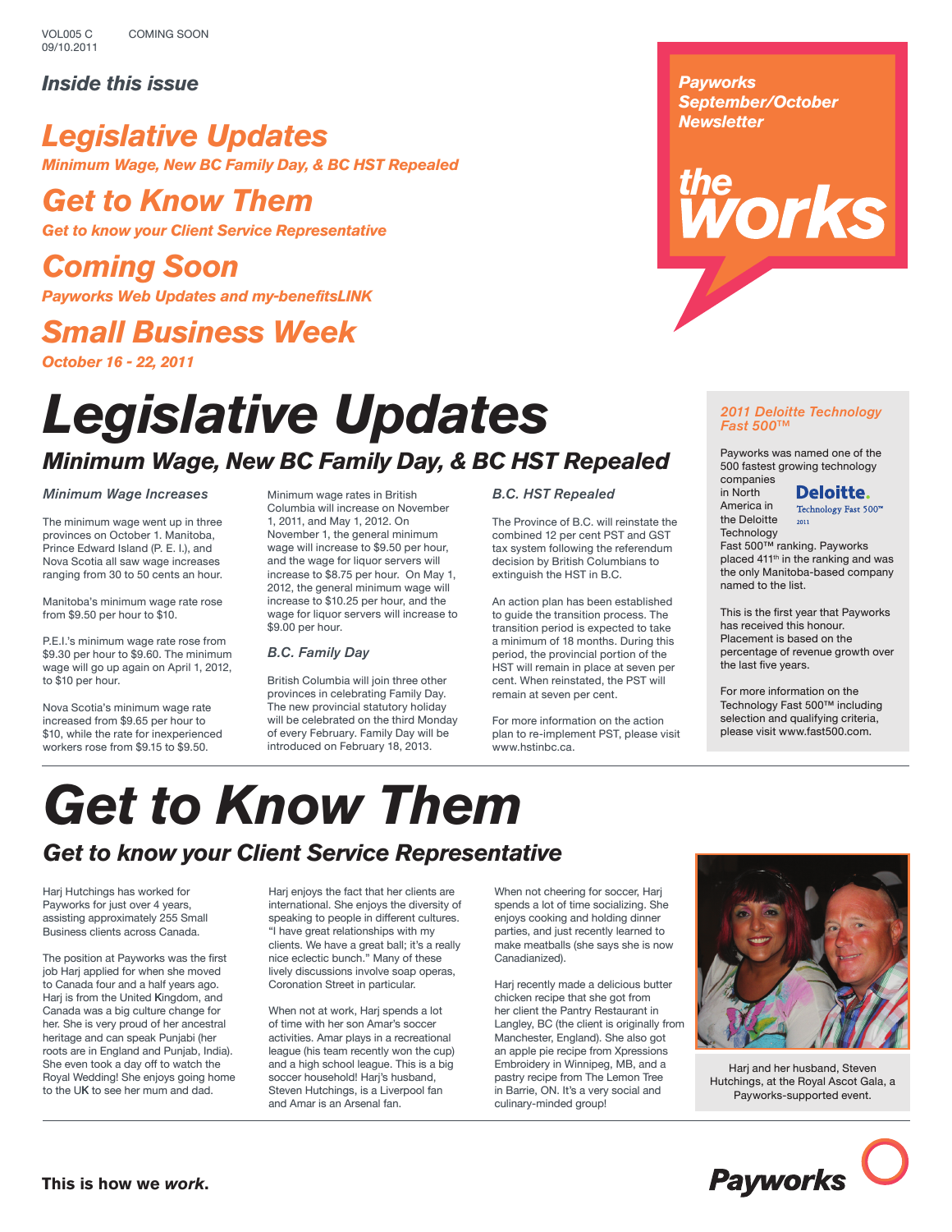VOL005 C COMING SOON
09/10.2011

*Inside this issue*

## Legislative Updates
*Minimum Wage, New BC Family Day, & BC HST Repealed*

## Get to Know Them
*Get to know your Client Service Representative*

## Coming Soon
*Payworks Web Updates and my-benefitsLINK*

## Small Business Week
*October 16 - 22, 2011*

*Payworks September/October Newsletter*

*the works*

# Legislative Updates

## Minimum Wage, New BC Family Day, & BC HST Repealed

### Minimum Wage Increases

The minimum wage went up in three provinces on October 1. Manitoba, Prince Edward Island (P. E. I.), and Nova Scotia all saw wage increases ranging from 30 to 50 cents an hour.

Manitoba's minimum wage rate rose from $9.50 per hour to $10.

P.E.I.'s minimum wage rate rose from $9.30 per hour to $9.60. The minimum wage will go up again on April 1, 2012, to $10 per hour.

Nova Scotia's minimum wage rate increased from $9.65 per hour to $10, while the rate for inexperienced workers rose from $9.15 to $9.50.

Minimum wage rates in British Columbia will increase on November 1, 2011, and May 1, 2012. On November 1, the general minimum wage will increase to $9.50 per hour, and the wage for liquor servers will increase to $8.75 per hour. On May 1, 2012, the general minimum wage will increase to $10.25 per hour, and the wage for liquor servers will increase to $9.00 per hour.

### B.C. Family Day

British Columbia will join three other provinces in celebrating Family Day. The new provincial statutory holiday will be celebrated on the third Monday of every February. Family Day will be introduced on February 18, 2013.

### B.C. HST Repealed

The Province of B.C. will reinstate the combined 12 per cent PST and GST tax system following the referendum decision by British Columbians to extinguish the HST in B.C.

An action plan has been established to guide the transition process. The transition period is expected to take a minimum of 18 months. During this period, the provincial portion of the HST will remain in place at seven per cent. When reinstated, the PST will remain at seven per cent.

For more information on the action plan to re-implement PST, please visit www.hstinbc.ca.

### 2011 Deloitte Technology Fast 500™

Payworks was named one of the 500 fastest growing technology companies in North America in the Deloitte Technology Fast 500™ ranking. Payworks placed 411th in the ranking and was the only Manitoba-based company named to the list.

Deloitte. Technology Fast 500™ 2011

This is the first year that Payworks has received this honour. Placement is based on the percentage of revenue growth over the last five years.

For more information on the Technology Fast 500™ including selection and qualifying criteria, please visit www.fast500.com.

# Get to Know Them

## Get to know your Client Service Representative

Harj Hutchings has worked for Payworks for just over 4 years, assisting approximately 255 Small Business clients across Canada.

The position at Payworks was the first job Harj applied for when she moved to Canada four and a half years ago. Harj is from the United Kingdom, and Canada was a big culture change for her. She is very proud of her ancestral heritage and can speak Punjabi (her roots are in England and Punjab, India). She even took a day off to watch the Royal Wedding! She enjoys going home to the UK to see her mum and dad.

Harj enjoys the fact that her clients are international. She enjoys the diversity of speaking to people in different cultures. "I have great relationships with my clients. We have a great ball; it's a really nice eclectic bunch." Many of these lively discussions involve soap operas, Coronation Street in particular.

When not at work, Harj spends a lot of time with her son Amar's soccer activities. Amar plays in a recreational league (his team recently won the cup) and a high school league. This is a big soccer household! Harj's husband, Steven Hutchings, is a Liverpool fan and Amar is an Arsenal fan.

When not cheering for soccer, Harj spends a lot of time socializing. She enjoys cooking and holding dinner parties, and just recently learned to make meatballs (she says she is now Canadianized).

Harj recently made a delicious butter chicken recipe that she got from her client the Pantry Restaurant in Langley, BC (the client is originally from Manchester, England). She also got an apple pie recipe from Xpressions Embroidery in Winnipeg, MB, and a pastry recipe from The Lemon Tree in Barrie, ON. It's a very social and culinary-minded group!

Harj and her husband, Steven Hutchings, at the Royal Ascot Gala, a Payworks-supported event.

**This is how we *work*.**

Payworks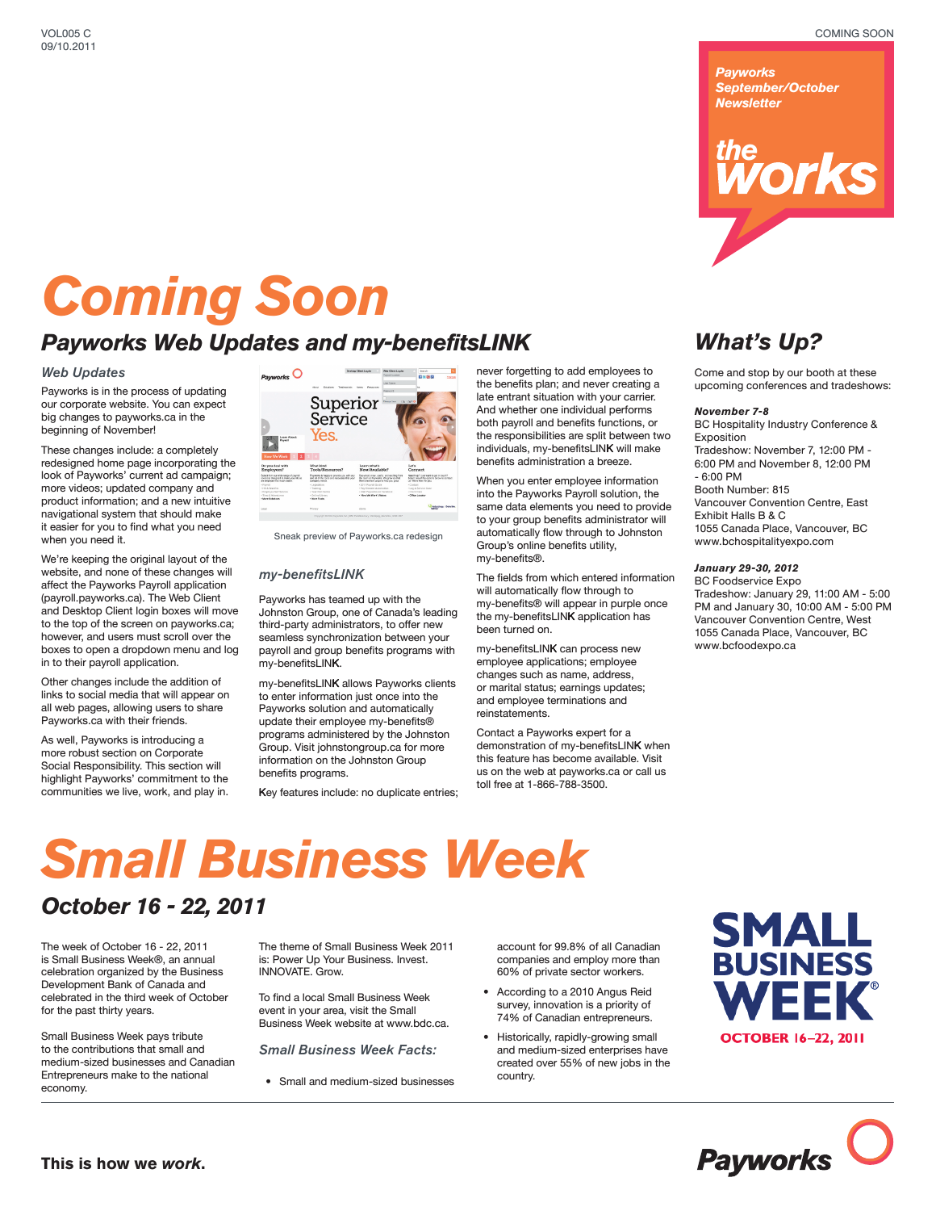VOL005 C
09/10.2011

COMING SOON

*Payworks September/October Newsletter*

**the works**

# Coming Soon

## Payworks Web Updates and my-benefitsLINK

### *Web Updates*

Payworks is in the process of updating our corporate website. You can expect big changes to payworks.ca in the beginning of November!

These changes include: a completely redesigned home page incorporating the look of Payworks' current ad campaign; more videos; updated company and product information; and a new intuitive navigational system that should make it easier for you to find what you need when you need it.

We're keeping the original layout of the website, and none of these changes will affect the Payworks Payroll application (payroll.payworks.ca). The Web Client and Desktop Client login boxes will move to the top of the screen on payworks.ca; however, and users must scroll over the boxes to open a dropdown menu and log in to their payroll application.

Other changes include the addition of links to social media that will appear on all web pages, allowing users to share Payworks.ca with their friends.

As well, Payworks is introducing a more robust section on Corporate Social Responsibility. This section will highlight Payworks' commitment to the communities we live, work, and play in.

Sneak preview of Payworks.ca redesign

### *my-benefitsLINK*

Payworks has teamed up with the Johnston Group, one of Canada's leading third-party administrators, to offer new seamless synchronization between your payroll and group benefits programs with my-benefitsLINK.

my-benefitsLINK allows Payworks clients to enter information just once into the Payworks solution and automatically update their employee my-benefits® programs administered by the Johnston Group. Visit johnstongroup.ca for more information on the Johnston Group benefits programs.

Key features include: no duplicate entries; never forgetting to add employees to the benefits plan; and never creating a late entrant situation with your carrier. And whether one individual performs both payroll and benefits functions, or the responsibilities are split between two individuals, my-benefitsLINK will make benefits administration a breeze.

When you enter employee information into the Payworks Payroll solution, the same data elements you need to provide to your group benefits administrator will automatically flow through to Johnston Group's online benefits utility, my-benefits®.

The fields from which entered information will automatically flow through to my-benefits® will appear in purple once the my-benefitsLINK application has been turned on.

my-benefitsLINK can process new employee applications; employee changes such as name, address, or marital status; earnings updates; and employee terminations and reinstatements.

Contact a Payworks expert for a demonstration of my-benefitsLINK when this feature has become available. Visit us on the web at payworks.ca or call us toll free at 1-866-788-3500.

## What's Up?

Come and stop by our booth at these upcoming conferences and tradeshows:

***November 7-8***
BC Hospitality Industry Conference & Exposition
Tradeshow: November 7, 12:00 PM - 6:00 PM and November 8, 12:00 PM - 6:00 PM
Booth Number: 815
Vancouver Convention Centre, East Exhibit Halls B & C
1055 Canada Place, Vancouver, BC
www.bchospitalityexpo.com

***January 29-30, 2012***
BC Foodservice Expo
Tradeshow: January 29, 11:00 AM - 5:00 PM and January 30, 10:00 AM - 5:00 PM
Vancouver Convention Centre, West
1055 Canada Place, Vancouver, BC
www.bcfoodexpo.ca

# Small Business Week

## October 16 - 22, 2011

The week of October 16 - 22, 2011 is Small Business Week®, an annual celebration organized by the Business Development Bank of Canada and celebrated in the third week of October for the past thirty years.

Small Business Week pays tribute to the contributions that small and medium-sized businesses and Canadian Entrepreneurs make to the national economy.

The theme of Small Business Week 2011 is: Power Up Your Business. Invest. INNOVATE. Grow.

To find a local Small Business Week event in your area, visit the Small Business Week website at www.bdc.ca.

### *Small Business Week Facts:*

- Small and medium-sized businesses account for 99.8% of all Canadian companies and employ more than 60% of private sector workers.
- According to a 2010 Angus Reid survey, innovation is a priority of 74% of Canadian entrepreneurs.
- Historically, rapidly-growing small and medium-sized enterprises have created over 55% of new jobs in the country.

SMALL BUSINESS WEEK®
OCTOBER 16–22, 2011

**This is how we *work*.**

Payworks